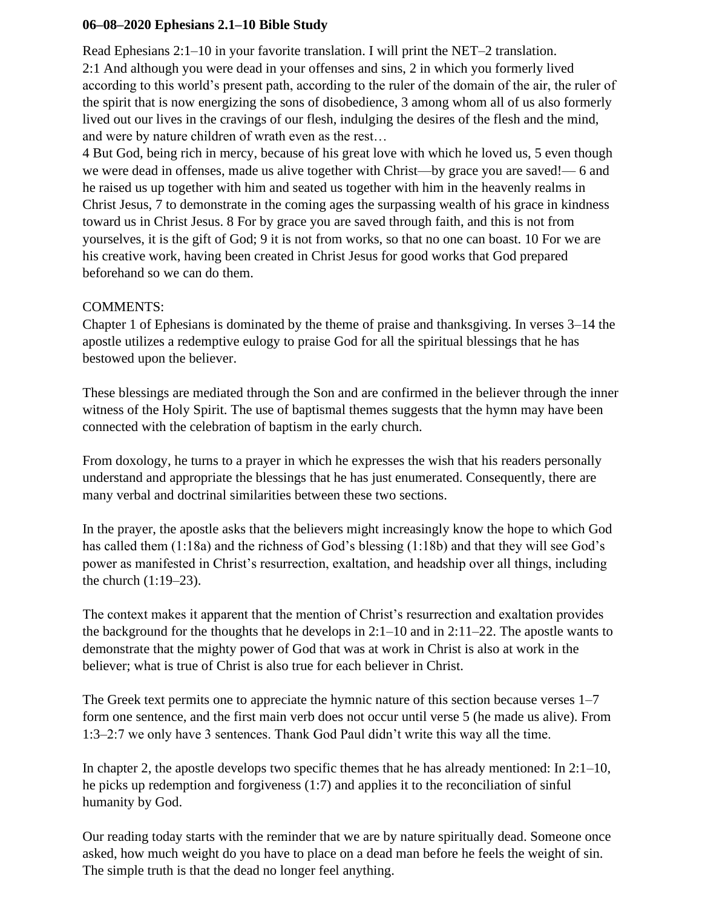**06–08–2020 Ephesians 2.1–10 Bible Study**

Read Ephesians 2:1–10 in your favorite translation. I will print the NET–2 translation.
2:1 And although you were dead in your offenses and sins, 2 in which you formerly lived according to this world's present path, according to the ruler of the domain of the air, the ruler of the spirit that is now energizing the sons of disobedience, 3 among whom all of us also formerly lived out our lives in the cravings of our flesh, indulging the desires of the flesh and the mind, and were by nature children of wrath even as the rest…
4 But God, being rich in mercy, because of his great love with which he loved us, 5 even though we were dead in offenses, made us alive together with Christ—by grace you are saved!— 6 and he raised us up together with him and seated us together with him in the heavenly realms in Christ Jesus, 7 to demonstrate in the coming ages the surpassing wealth of his grace in kindness toward us in Christ Jesus. 8 For by grace you are saved through faith, and this is not from yourselves, it is the gift of God; 9 it is not from works, so that no one can boast. 10 For we are his creative work, having been created in Christ Jesus for good works that God prepared beforehand so we can do them.

COMMENTS:
Chapter 1 of Ephesians is dominated by the theme of praise and thanksgiving. In verses 3–14 the apostle utilizes a redemptive eulogy to praise God for all the spiritual blessings that he has bestowed upon the believer.

These blessings are mediated through the Son and are confirmed in the believer through the inner witness of the Holy Spirit. The use of baptismal themes suggests that the hymn may have been connected with the celebration of baptism in the early church.

From doxology, he turns to a prayer in which he expresses the wish that his readers personally understand and appropriate the blessings that he has just enumerated. Consequently, there are many verbal and doctrinal similarities between these two sections.

In the prayer, the apostle asks that the believers might increasingly know the hope to which God has called them (1:18a) and the richness of God's blessing (1:18b) and that they will see God's power as manifested in Christ's resurrection, exaltation, and headship over all things, including the church (1:19–23).

The context makes it apparent that the mention of Christ's resurrection and exaltation provides the background for the thoughts that he develops in 2:1–10 and in 2:11–22. The apostle wants to demonstrate that the mighty power of God that was at work in Christ is also at work in the believer; what is true of Christ is also true for each believer in Christ.

The Greek text permits one to appreciate the hymnic nature of this section because verses 1–7 form one sentence, and the first main verb does not occur until verse 5 (he made us alive). From 1:3–2:7 we only have 3 sentences. Thank God Paul didn't write this way all the time.

In chapter 2, the apostle develops two specific themes that he has already mentioned: In 2:1–10, he picks up redemption and forgiveness (1:7) and applies it to the reconciliation of sinful humanity by God.

Our reading today starts with the reminder that we are by nature spiritually dead. Someone once asked, how much weight do you have to place on a dead man before he feels the weight of sin. The simple truth is that the dead no longer feel anything.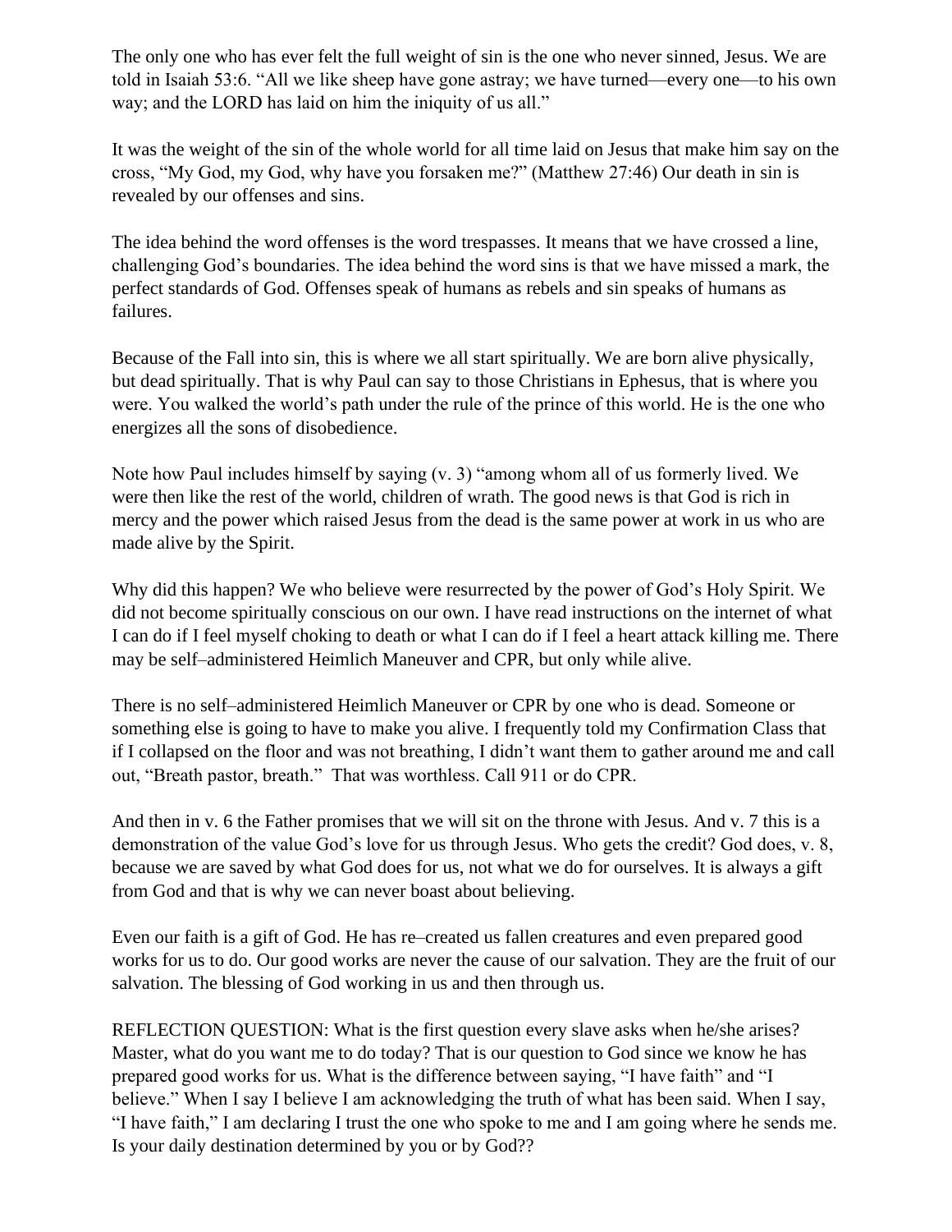The only one who has ever felt the full weight of sin is the one who never sinned, Jesus. We are told in Isaiah 53:6. "All we like sheep have gone astray; we have turned—every one—to his own way; and the LORD has laid on him the iniquity of us all."

It was the weight of the sin of the whole world for all time laid on Jesus that make him say on the cross, "My God, my God, why have you forsaken me?" (Matthew 27:46) Our death in sin is revealed by our offenses and sins.

The idea behind the word offenses is the word trespasses. It means that we have crossed a line, challenging God's boundaries. The idea behind the word sins is that we have missed a mark, the perfect standards of God. Offenses speak of humans as rebels and sin speaks of humans as failures.

Because of the Fall into sin, this is where we all start spiritually. We are born alive physically, but dead spiritually. That is why Paul can say to those Christians in Ephesus, that is where you were. You walked the world's path under the rule of the prince of this world. He is the one who energizes all the sons of disobedience.

Note how Paul includes himself by saying (v. 3) "among whom all of us formerly lived. We were then like the rest of the world, children of wrath. The good news is that God is rich in mercy and the power which raised Jesus from the dead is the same power at work in us who are made alive by the Spirit.

Why did this happen? We who believe were resurrected by the power of God's Holy Spirit. We did not become spiritually conscious on our own. I have read instructions on the internet of what I can do if I feel myself choking to death or what I can do if I feel a heart attack killing me. There may be self–administered Heimlich Maneuver and CPR, but only while alive.

There is no self–administered Heimlich Maneuver or CPR by one who is dead. Someone or something else is going to have to make you alive. I frequently told my Confirmation Class that if I collapsed on the floor and was not breathing, I didn't want them to gather around me and call out, "Breath pastor, breath." That was worthless. Call 911 or do CPR.

And then in v. 6 the Father promises that we will sit on the throne with Jesus. And v. 7 this is a demonstration of the value God's love for us through Jesus. Who gets the credit? God does, v. 8, because we are saved by what God does for us, not what we do for ourselves. It is always a gift from God and that is why we can never boast about believing.

Even our faith is a gift of God. He has re–created us fallen creatures and even prepared good works for us to do. Our good works are never the cause of our salvation. They are the fruit of our salvation. The blessing of God working in us and then through us.

REFLECTION QUESTION: What is the first question every slave asks when he/she arises? Master, what do you want me to do today? That is our question to God since we know he has prepared good works for us. What is the difference between saying, "I have faith" and "I believe." When I say I believe I am acknowledging the truth of what has been said. When I say, "I have faith," I am declaring I trust the one who spoke to me and I am going where he sends me. Is your daily destination determined by you or by God??